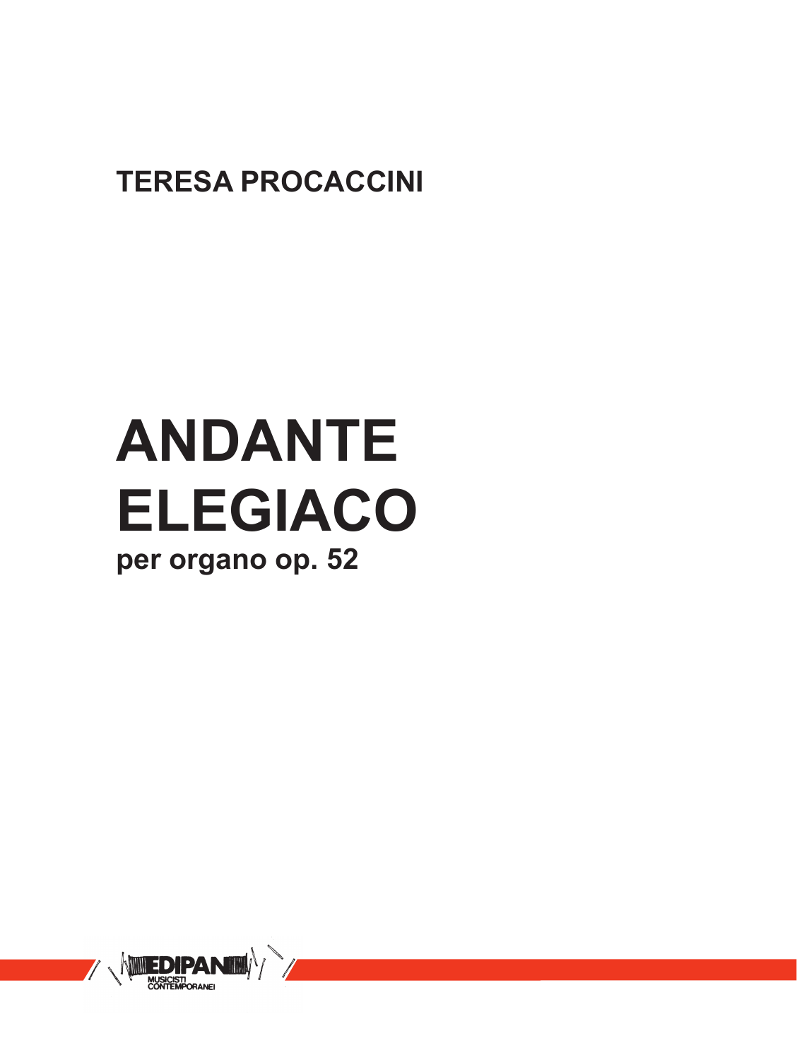**TERESA PROCACCINI**

# ANDANTE ELEGIACO

**per organo op. 52**

EDIPAN
MUSICISTI CONTEMPORANEI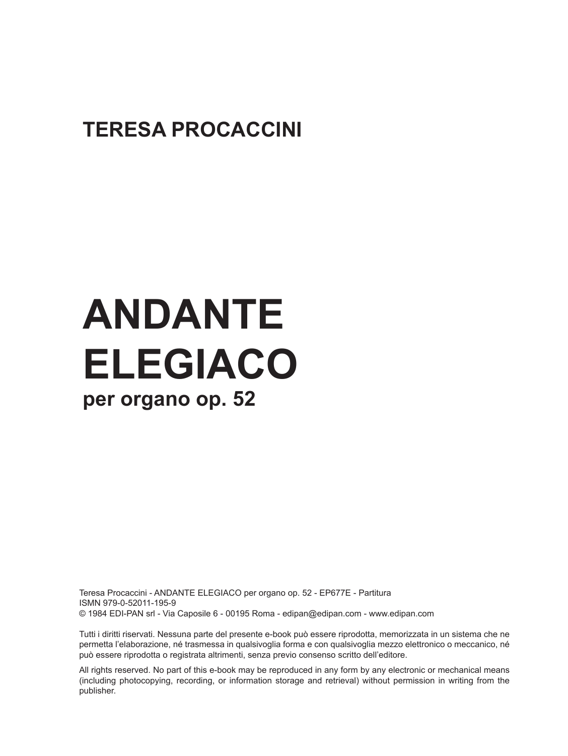**TERESA PROCACCINI**

# ANDANTE ELEGIACO

**per organo op. 52**

Teresa Procaccini - ANDANTE ELEGIACO per organo op. 52 - EP677E - Partitura
ISMN 979-0-52011-195-9
© 1984 EDI-PAN srl - Via Caposile 6 - 00195 Roma - edipan@edipan.com - www.edipan.com

Tutti i diritti riservati. Nessuna parte del presente e-book può essere riprodotta, memorizzata in un sistema che ne permetta l'elaborazione, né trasmessa in qualsivoglia forma e con qualsivoglia mezzo elettronico o meccanico, né può essere riprodotta o registrata altrimenti, senza previo consenso scritto dell'editore.

All rights reserved. No part of this e-book may be reproduced in any form by any electronic or mechanical means (including photocopying, recording, or information storage and retrieval) without permission in writing from the publisher.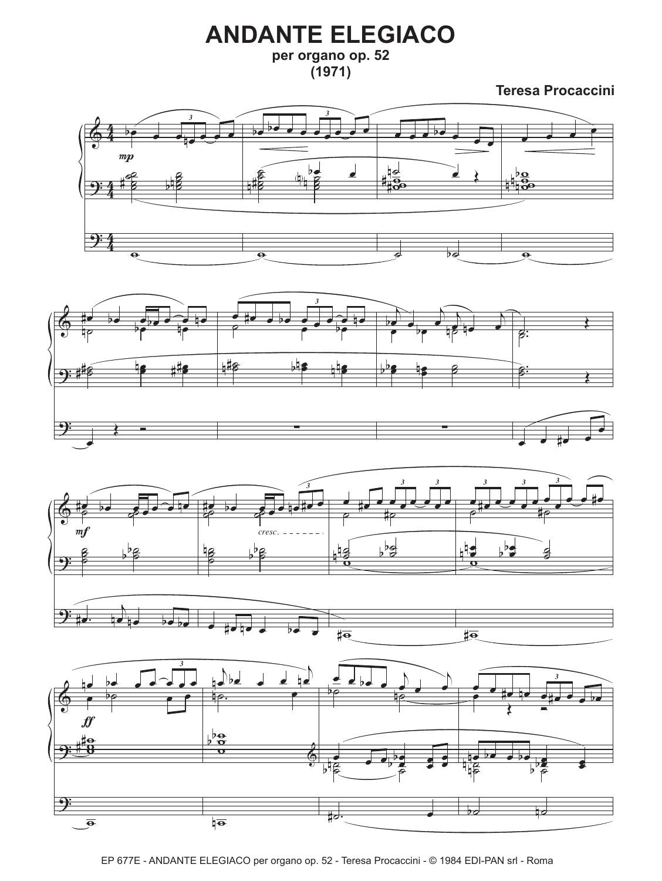# ANDANTE ELEGIACO

per organo op. 52

(1971)

Teresa Procaccini

*mp*

*mf*

*cresc.*

*ff*